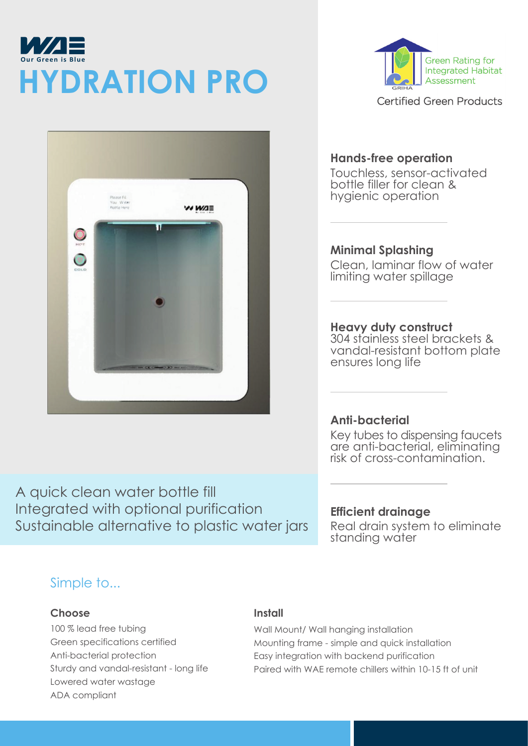WAE

Our Green is Blue

# HYDRATION PRO

Green Rating for Integrated Habitat Assessment

GRIHA

Certified Green Products

### Hands-free operation

Touchless, sensor-activated bottle filler for clean & hygienic operation

### Minimal Splashing

Clean, laminar flow of water limiting water spillage

### Heavy duty construct

304 stainless steel brackets & vandal-resistant bottom plate ensures long life

### Anti-bacterial

Key tubes to dispensing faucets are anti-bacterial, eliminating risk of cross-contamination.

### Efficient drainage

Real drain system to eliminate standing water

A quick clean water bottle fill
Integrated with optional purification
Sustainable alternative to plastic water jars

## Simple to...

### Choose

- 100 % lead free tubing
- Green specifications certified
- Anti-bacterial protection
- Sturdy and vandal-resistant - long life
- Lowered water wastage
- ADA compliant

### Install

- Wall Mount/ Wall hanging installation
- Mounting frame - simple and quick installation
- Easy integration with backend purification
- Paired with WAE remote chillers within 10-15 ft of unit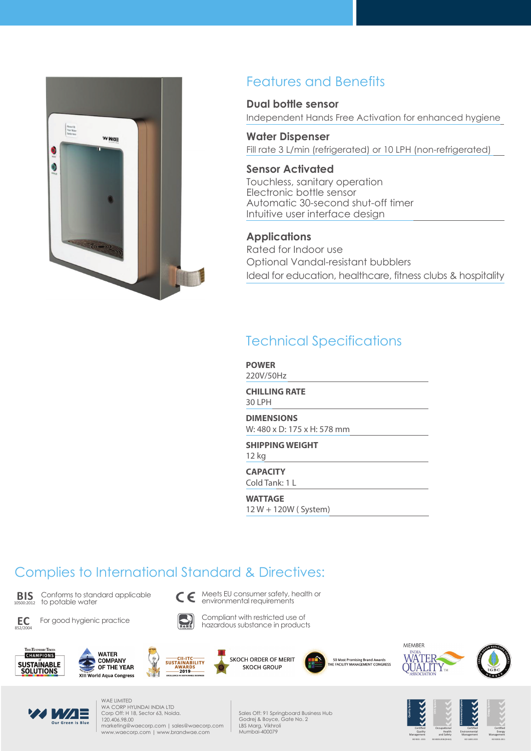## Features and Benefits

### Dual bottle sensor
Independent Hands Free Activation for enhanced hygiene

### Water Dispenser
Fill rate 3 L/min (refrigerated) or 10 LPH (non-refrigerated)

### Sensor Activated
Touchless, sanitary operation
Electronic bottle sensor
Automatic 30-second shut-off timer
Intuitive user interface design

### Applications
Rated for Indoor use
Optional Vandal-resistant bubblers
Ideal for education, healthcare, fitness clubs & hospitality

## Technical Specifications

**POWER**
220V/50Hz

**CHILLING RATE**
30 LPH

**DIMENSIONS**
W: 480 x D: 175 x H: 578 mm

**SHIPPING WEIGHT**
12 kg

**CAPACITY**
Cold Tank: 1 L

**WATTAGE**
12 W + 120W ( System)

## Complies to International Standard & Directives:

**BIS** 10500:2012 — Conforms to standard applicable to potable water

**EC** 852/2004 — For good hygienic practice

**CE** — Meets EU consumer safety, health or environmental requirements

**RoHS** — Compliant with restricted use of hazardous substance in products

The Economic Times CHAMPIONS of SUSTAINABLE SOLUTIONS

WATER COMPANY OF THE YEAR — XIII World Aqua Congress

CII-ITC SUSTAINABILITY AWARDS 2019 — EXCELLENCE IN SUSTAINABLE BUSINESS

SKOCH ORDER OF MERIT — SKOCH GROUP

50 Most Promising Brand Awards — THE FACILITY MANAGEMENT CONGRESS

MEMBER INDIA WATER QUALITY ASSOCIATION

INDIAN GREEN BUILDING COUNCIL — IGBC MEMBER

WAE — Our Green is Blue

WAE LIMITED
WA CORP HYUNDAI INDIA LTD
Corp Off: H 18, Sector 63, Noida.
120.406.98.00
marketing@waecorp.com | sales@waecorp.com
www.waecorp.com | www.brandwae.com

Sales Off: 91 Springboard Business Hub
Godrej & Boyce, Gate No. 2
LBS Marg, Vikhroli
Mumbai-400079

Certified Quality Management — ISO 9001 : 2015
Occupational Health and Safety — ISO 45001:2018 (OH&S)
Certified Environmental Management — ISO 14001:2015
Certified Energy Management — ISO 50001:2011